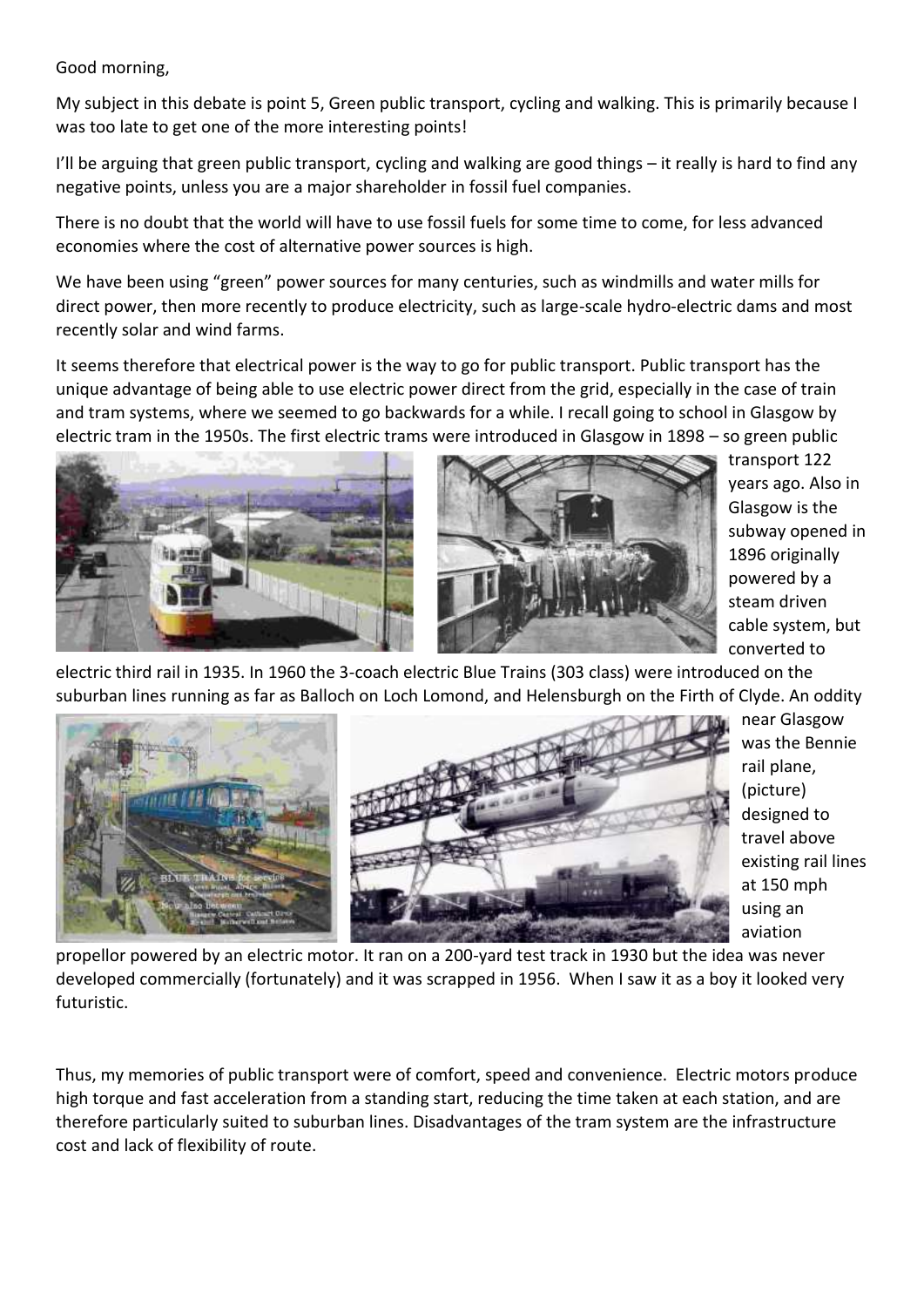Good morning,

My subject in this debate is point 5, Green public transport, cycling and walking. This is primarily because I was too late to get one of the more interesting points!

I'll be arguing that green public transport, cycling and walking are good things – it really is hard to find any negative points, unless you are a major shareholder in fossil fuel companies.

There is no doubt that the world will have to use fossil fuels for some time to come, for less advanced economies where the cost of alternative power sources is high.

We have been using "green" power sources for many centuries, such as windmills and water mills for direct power, then more recently to produce electricity, such as large-scale hydro-electric dams and most recently solar and wind farms.

It seems therefore that electrical power is the way to go for public transport. Public transport has the unique advantage of being able to use electric power direct from the grid, especially in the case of train and tram systems, where we seemed to go backwards for a while. I recall going to school in Glasgow by electric tram in the 1950s. The first electric trams were introduced in Glasgow in 1898 – so green public transport 122 years ago. Also in Glasgow is the subway opened in 1896 originally powered by a steam driven cable system, but converted to electric third rail in 1935. In 1960 the 3-coach electric Blue Trains (303 class) were introduced on the suburban lines running as far as Balloch on Loch Lomond, and Helensburgh on the Firth of Clyde. An oddity near Glasgow was the Bennie rail plane, (picture) designed to travel above existing rail lines at 150 mph using an aviation propellor powered by an electric motor. It ran on a 200-yard test track in 1930 but the idea was never developed commercially (fortunately) and it was scrapped in 1956. When I saw it as a boy it looked very futuristic.

Thus, my memories of public transport were of comfort, speed and convenience. Electric motors produce high torque and fast acceleration from a standing start, reducing the time taken at each station, and are therefore particularly suited to suburban lines. Disadvantages of the tram system are the infrastructure cost and lack of flexibility of route.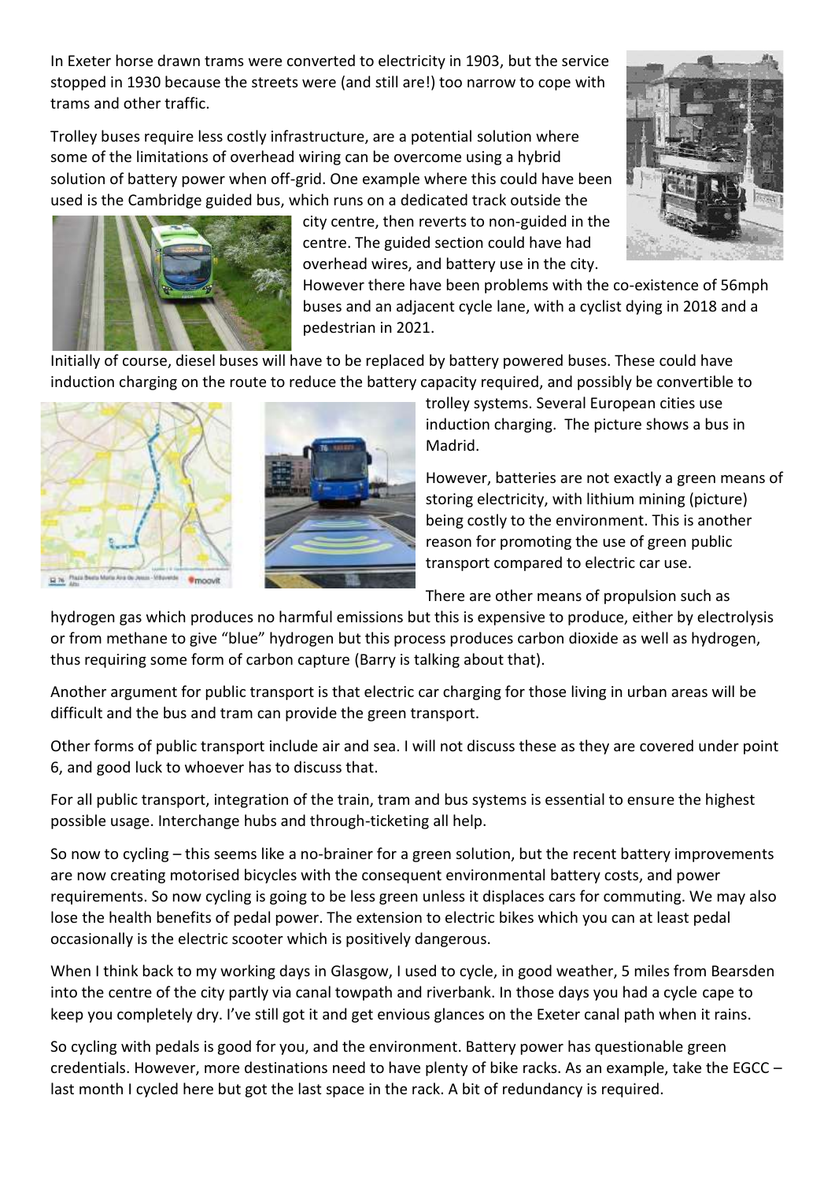In Exeter horse drawn trams were converted to electricity in 1903, but the service stopped in 1930 because the streets were (and still are!) too narrow to cope with trams and other traffic.

Trolley buses require less costly infrastructure, are a potential solution where some of the limitations of overhead wiring can be overcome using a hybrid solution of battery power when off-grid. One example where this could have been used is the Cambridge guided bus, which runs on a dedicated track outside the city centre, then reverts to non-guided in the centre. The guided section could have had overhead wires, and battery use in the city. However there have been problems with the co-existence of 56mph buses and an adjacent cycle lane, with a cyclist dying in 2018 and a pedestrian in 2021.

Initially of course, diesel buses will have to be replaced by battery powered buses. These could have induction charging on the route to reduce the battery capacity required, and possibly be convertible to trolley systems. Several European cities use induction charging. The picture shows a bus in Madrid.

However, batteries are not exactly a green means of storing electricity, with lithium mining (picture) being costly to the environment. This is another reason for promoting the use of green public transport compared to electric car use.

There are other means of propulsion such as hydrogen gas which produces no harmful emissions but this is expensive to produce, either by electrolysis or from methane to give "blue" hydrogen but this process produces carbon dioxide as well as hydrogen, thus requiring some form of carbon capture (Barry is talking about that).

Another argument for public transport is that electric car charging for those living in urban areas will be difficult and the bus and tram can provide the green transport.

Other forms of public transport include air and sea. I will not discuss these as they are covered under point 6, and good luck to whoever has to discuss that.

For all public transport, integration of the train, tram and bus systems is essential to ensure the highest possible usage. Interchange hubs and through-ticketing all help.

So now to cycling – this seems like a no-brainer for a green solution, but the recent battery improvements are now creating motorised bicycles with the consequent environmental battery costs, and power requirements. So now cycling is going to be less green unless it displaces cars for commuting. We may also lose the health benefits of pedal power. The extension to electric bikes which you can at least pedal occasionally is the electric scooter which is positively dangerous.

When I think back to my working days in Glasgow, I used to cycle, in good weather, 5 miles from Bearsden into the centre of the city partly via canal towpath and riverbank. In those days you had a cycle cape to keep you completely dry. I've still got it and get envious glances on the Exeter canal path when it rains.

So cycling with pedals is good for you, and the environment. Battery power has questionable green credentials. However, more destinations need to have plenty of bike racks. As an example, take the EGCC – last month I cycled here but got the last space in the rack. A bit of redundancy is required.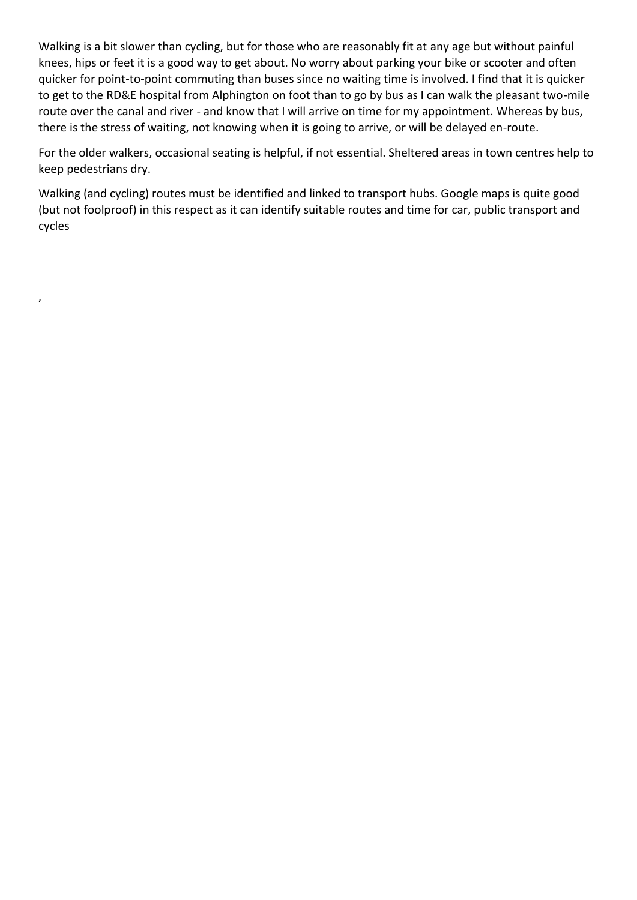Walking is a bit slower than cycling, but for those who are reasonably fit at any age but without painful knees, hips or feet it is a good way to get about. No worry about parking your bike or scooter and often quicker for point-to-point commuting than buses since no waiting time is involved. I find that it is quicker to get to the RD&E hospital from Alphington on foot than to go by bus as I can walk the pleasant two-mile route over the canal and river - and know that I will arrive on time for my appointment. Whereas by bus, there is the stress of waiting, not knowing when it is going to arrive, or will be delayed en-route.

For the older walkers, occasional seating is helpful, if not essential. Sheltered areas in town centres help to keep pedestrians dry.

Walking (and cycling) routes must be identified and linked to transport hubs. Google maps is quite good (but not foolproof) in this respect as it can identify suitable routes and time for car, public transport and cycles

,